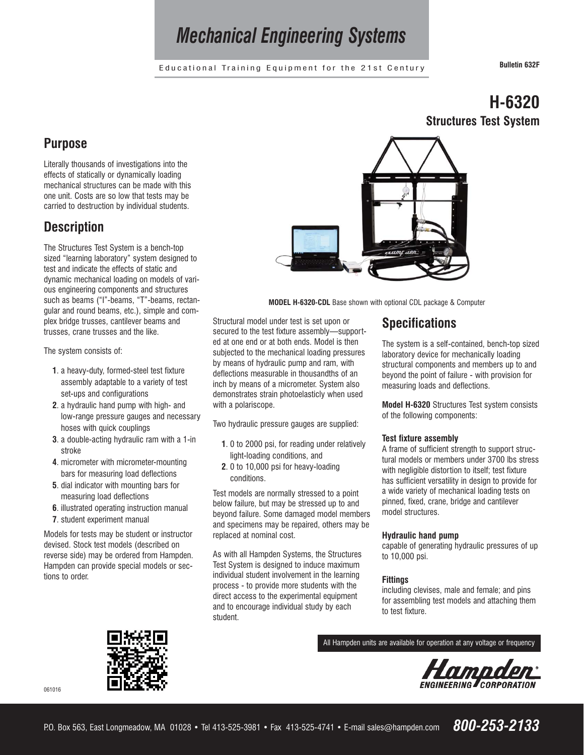# Mechanical Engineering Systems

Educational Training Equipment for the 21st Century

**Bulletin 632F**

# H-6320
## Structures Test System

## Purpose

Literally thousands of investigations into the effects of statically or dynamically loading mechanical structures can be made with this one unit. Costs are so low that tests may be carried to destruction by individual students.

## Description

The Structures Test System is a bench-top sized "learning laboratory" system designed to test and indicate the effects of static and dynamic mechanical loading on models of various engineering components and structures such as beams ("I"-beams, "T"-beams, rectangular and round beams, etc.), simple and complex bridge trusses, cantilever beams and trusses, crane trusses and the like.

The system consists of:

1. a heavy-duty, formed-steel test fixture assembly adaptable to a variety of test set-ups and configurations
2. a hydraulic hand pump with high- and low-range pressure gauges and necessary hoses with quick couplings
3. a double-acting hydraulic ram with a 1-in stroke
4. micrometer with micrometer-mounting bars for measuring load deflections
5. dial indicator with mounting bars for measuring load deflections
6. illustrated operating instruction manual
7. student experiment manual

Models for tests may be student or instructor devised. Stock test models (described on reverse side) may be ordered from Hampden. Hampden can provide special models or sections to order.

**MODEL H-6320-CDL** Base shown with optional CDL package & Computer

Structural model under test is set upon or secured to the test fixture assembly—supported at one end or at both ends. Model is then subjected to the mechanical loading pressures by means of hydraulic pump and ram, with deflections measurable in thousandths of an inch by means of a micrometer. System also demonstrates strain photoelasticly when used with a polariscope.

Two hydraulic pressure gauges are supplied:

1. 0 to 2000 psi, for reading under relatively light-loading conditions, and
2. 0 to 10,000 psi for heavy-loading conditions.

Test models are normally stressed to a point below failure, but may be stressed up to and beyond failure. Some damaged model members and specimens may be repaired, others may be replaced at nominal cost.

As with all Hampden Systems, the Structures Test System is designed to induce maximum individual student involvement in the learning process - to provide more students with the direct access to the experimental equipment and to encourage individual study by each student.

## Specifications

The system is a self-contained, bench-top sized laboratory device for mechanically loading structural components and members up to and beyond the point of failure - with provision for measuring loads and deflections.

**Model H-6320** Structures Test system consists of the following components:

#### Test fixture assembly

A frame of sufficient strength to support structural models or members under 3700 lbs stress with negligible distortion to itself; test fixture has sufficient versatility in design to provide for a wide variety of mechanical loading tests on pinned, fixed, crane, bridge and cantilever model structures.

#### Hydraulic hand pump

capable of generating hydraulic pressures of up to 10,000 psi.

#### Fittings

including clevises, male and female; and pins for assembling test models and attaching them to test fixture.

All Hampden units are available for operation at any voltage or frequency

Hampden ENGINEERING CORPORATION

061016

P.O. Box 563, East Longmeadow, MA 01028 • Tel 413-525-3981 • Fax 413-525-4741 • E-mail sales@hampden.com **800-253-2133**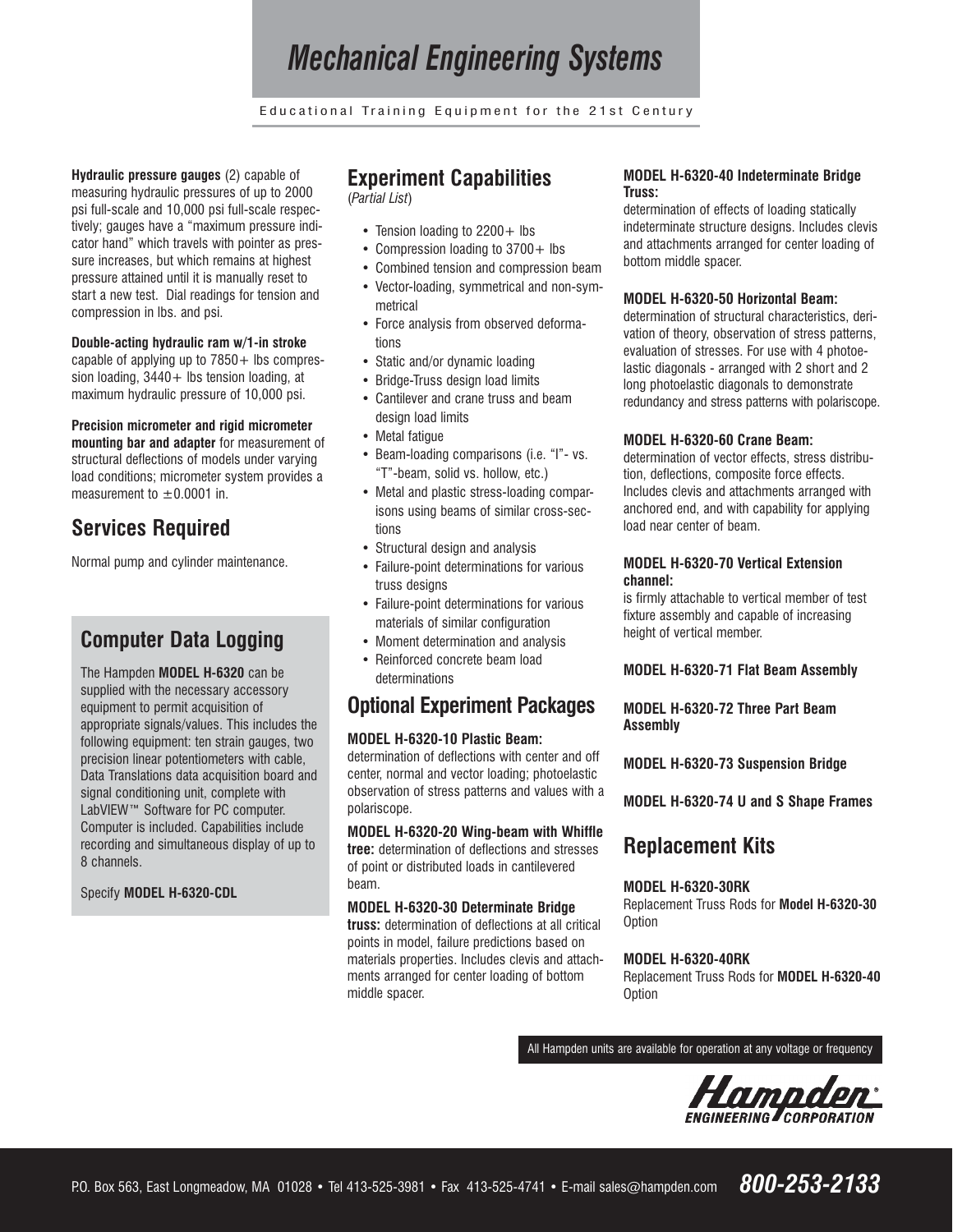**Hydraulic pressure gauges** (2) capable of measuring hydraulic pressures of up to 2000 psi full-scale and 10,000 psi full-scale respectively; gauges have a "maximum pressure indicator hand" which travels with pointer as pressure increases, but which remains at highest pressure attained until it is manually reset to start a new test. Dial readings for tension and compression in lbs. and psi.

**Double-acting hydraulic ram w/1-in stroke** capable of applying up to 7850+ lbs compression loading, 3440+ lbs tension loading, at maximum hydraulic pressure of 10,000 psi.

**Precision micrometer and rigid micrometer mounting bar and adapter** for measurement of structural deflections of models under varying load conditions; micrometer system provides a measurement to ±0.0001 in.

## Services Required

Normal pump and cylinder maintenance.

## Computer Data Logging

The Hampden **MODEL H-6320** can be supplied with the necessary accessory equipment to permit acquisition of appropriate signals/values. This includes the following equipment: ten strain gauges, two precision linear potentiometers with cable, Data Translations data acquisition board and signal conditioning unit, complete with LabVIEW™ Software for PC computer. Computer is included. Capabilities include recording and simultaneous display of up to 8 channels.

Specify **MODEL H-6320-CDL**

## Experiment Capabilities

*(Partial List)*

- Tension loading to 2200+ lbs
- Compression loading to 3700+ lbs
- Combined tension and compression beam
- Vector-loading, symmetrical and non-symmetrical
- Force analysis from observed deformations
- Static and/or dynamic loading
- Bridge-Truss design load limits
- Cantilever and crane truss and beam design load limits
- Metal fatigue
- Beam-loading comparisons (i.e. "I"- vs. "T"-beam, solid vs. hollow, etc.)
- Metal and plastic stress-loading comparisons using beams of similar cross-sections
- Structural design and analysis
- Failure-point determinations for various truss designs
- Failure-point determinations for various materials of similar configuration
- Moment determination and analysis
- Reinforced concrete beam load determinations

## Optional Experiment Packages

**MODEL H-6320-10 Plastic Beam:**
determination of deflections with center and off center, normal and vector loading; photoelastic observation of stress patterns and values with a polariscope.

**MODEL H-6320-20 Wing-beam with Whiffle tree:** determination of deflections and stresses of point or distributed loads in cantilevered beam.

**MODEL H-6320-30 Determinate Bridge truss:** determination of deflections at all critical points in model, failure predictions based on materials properties. Includes clevis and attachments arranged for center loading of bottom middle spacer.

**MODEL H-6320-40 Indeterminate Bridge Truss:**
determination of effects of loading statically indeterminate structure designs. Includes clevis and attachments arranged for center loading of bottom middle spacer.

**MODEL H-6320-50 Horizontal Beam:**
determination of structural characteristics, derivation of theory, observation of stress patterns, evaluation of stresses. For use with 4 photoelastic diagonals - arranged with 2 short and 2 long photoelastic diagonals to demonstrate redundancy and stress patterns with polariscope.

**MODEL H-6320-60 Crane Beam:**
determination of vector effects, stress distribution, deflections, composite force effects. Includes clevis and attachments arranged with anchored end, and with capability for applying load near center of beam.

**MODEL H-6320-70 Vertical Extension channel:**
is firmly attachable to vertical member of test fixture assembly and capable of increasing height of vertical member.

**MODEL H-6320-71 Flat Beam Assembly**

**MODEL H-6320-72 Three Part Beam Assembly**

**MODEL H-6320-73 Suspension Bridge**

**MODEL H-6320-74 U and S Shape Frames**

## Replacement Kits

**MODEL H-6320-30RK**
Replacement Truss Rods for **Model H-6320-30** Option

**MODEL H-6320-40RK**
Replacement Truss Rods for **MODEL H-6320-40** Option

All Hampden units are available for operation at any voltage or frequency

Hampden Engineering Corporation

P.O. Box 563, East Longmeadow, MA 01028 • Tel 413-525-3981 • Fax 413-525-4741 • E-mail sales@hampden.com **800-253-2133**